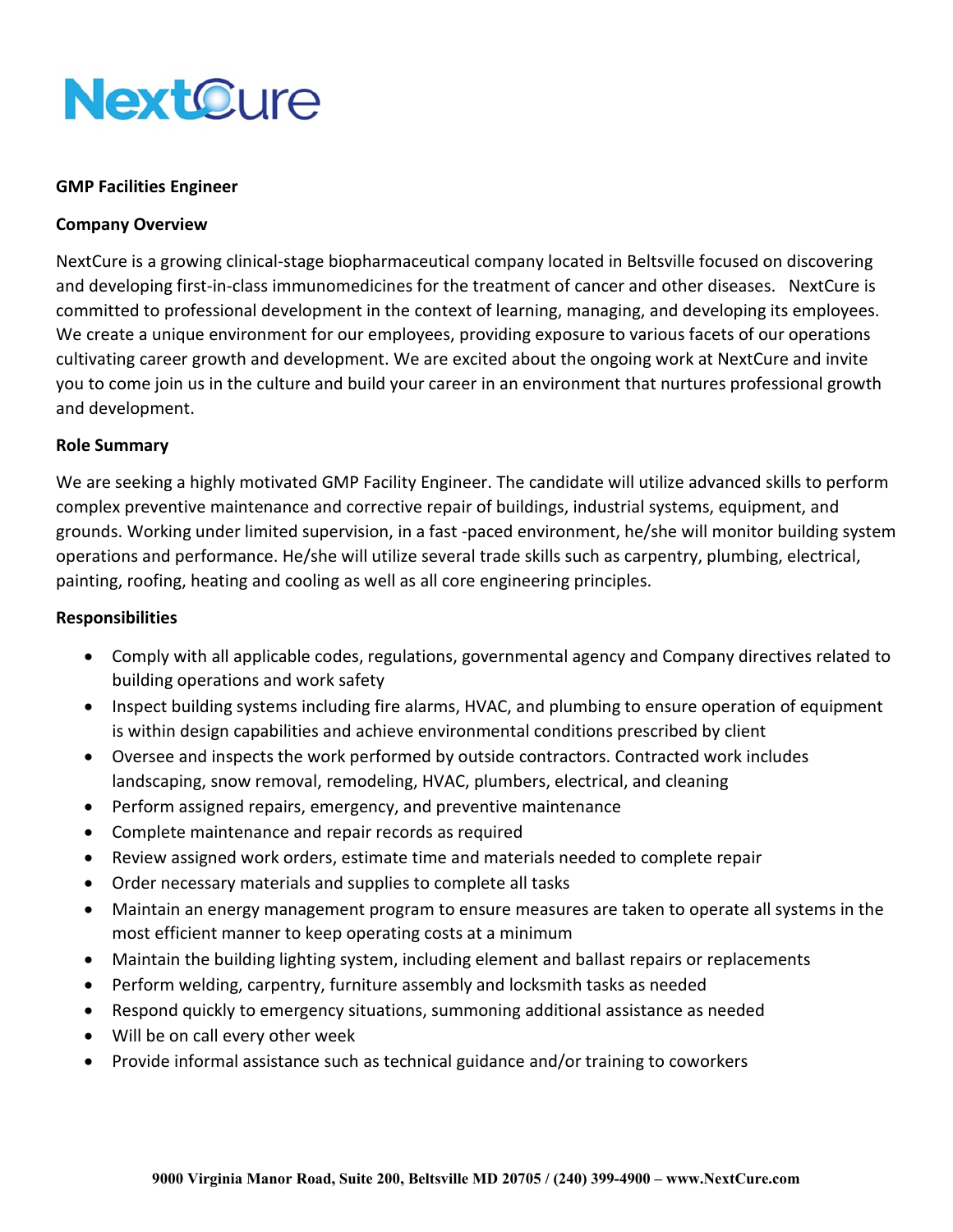NextCure

**GMP Facilities Engineer**

**Company Overview**

NextCure is a growing clinical-stage biopharmaceutical company located in Beltsville focused on discovering and developing first-in-class immunomedicines for the treatment of cancer and other diseases. NextCure is committed to professional development in the context of learning, managing, and developing its employees. We create a unique environment for our employees, providing exposure to various facets of our operations cultivating career growth and development. We are excited about the ongoing work at NextCure and invite you to come join us in the culture and build your career in an environment that nurtures professional growth and development.

**Role Summary**

We are seeking a highly motivated GMP Facility Engineer. The candidate will utilize advanced skills to perform complex preventive maintenance and corrective repair of buildings, industrial systems, equipment, and grounds. Working under limited supervision, in a fast -paced environment, he/she will monitor building system operations and performance. He/she will utilize several trade skills such as carpentry, plumbing, electrical, painting, roofing, heating and cooling as well as all core engineering principles.

**Responsibilities**

- Comply with all applicable codes, regulations, governmental agency and Company directives related to building operations and work safety
- Inspect building systems including fire alarms, HVAC, and plumbing to ensure operation of equipment is within design capabilities and achieve environmental conditions prescribed by client
- Oversee and inspects the work performed by outside contractors. Contracted work includes landscaping, snow removal, remodeling, HVAC, plumbers, electrical, and cleaning
- Perform assigned repairs, emergency, and preventive maintenance
- Complete maintenance and repair records as required
- Review assigned work orders, estimate time and materials needed to complete repair
- Order necessary materials and supplies to complete all tasks
- Maintain an energy management program to ensure measures are taken to operate all systems in the most efficient manner to keep operating costs at a minimum
- Maintain the building lighting system, including element and ballast repairs or replacements
- Perform welding, carpentry, furniture assembly and locksmith tasks as needed
- Respond quickly to emergency situations, summoning additional assistance as needed
- Will be on call every other week
- Provide informal assistance such as technical guidance and/or training to coworkers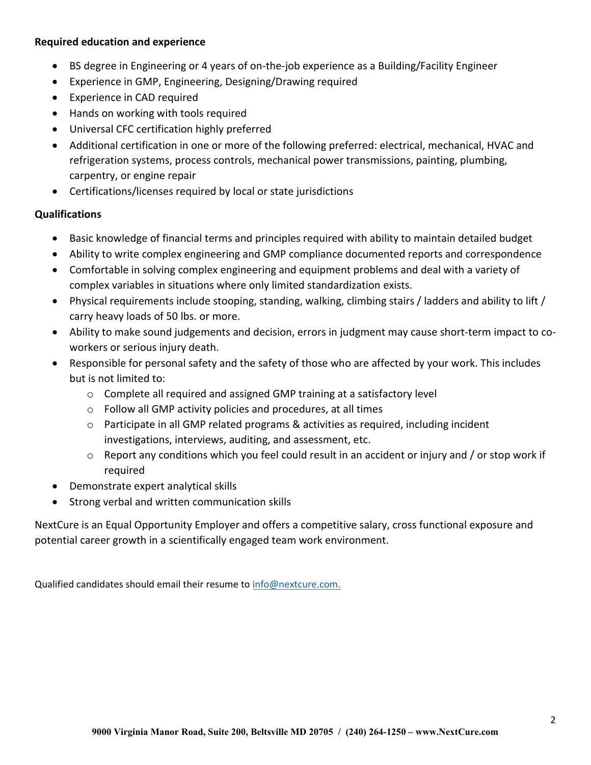**Required education and experience**

- BS degree in Engineering or 4 years of on-the-job experience as a Building/Facility Engineer
- Experience in GMP, Engineering, Designing/Drawing required
- Experience in CAD required
- Hands on working with tools required
- Universal CFC certification highly preferred
- Additional certification in one or more of the following preferred: electrical, mechanical, HVAC and refrigeration systems, process controls, mechanical power transmissions, painting, plumbing, carpentry, or engine repair
- Certifications/licenses required by local or state jurisdictions

**Qualifications**

- Basic knowledge of financial terms and principles required with ability to maintain detailed budget
- Ability to write complex engineering and GMP compliance documented reports and correspondence
- Comfortable in solving complex engineering and equipment problems and deal with a variety of complex variables in situations where only limited standardization exists.
- Physical requirements include stooping, standing, walking, climbing stairs / ladders and ability to lift / carry heavy loads of 50 lbs. or more.
- Ability to make sound judgements and decision, errors in judgment may cause short-term impact to co-workers or serious injury death.
- Responsible for personal safety and the safety of those who are affected by your work. This includes but is not limited to:
    - Complete all required and assigned GMP training at a satisfactory level
    - Follow all GMP activity policies and procedures, at all times
    - Participate in all GMP related programs & activities as required, including incident investigations, interviews, auditing, and assessment, etc.
    - Report any conditions which you feel could result in an accident or injury and / or stop work if required
- Demonstrate expert analytical skills
- Strong verbal and written communication skills

NextCure is an Equal Opportunity Employer and offers a competitive salary, cross functional exposure and potential career growth in a scientifically engaged team work environment.

Qualified candidates should email their resume to info@nextcure.com.

**9000 Virginia Manor Road, Suite 200, Beltsville MD 20705 / (240) 264-1250 – www.NextCure.com**